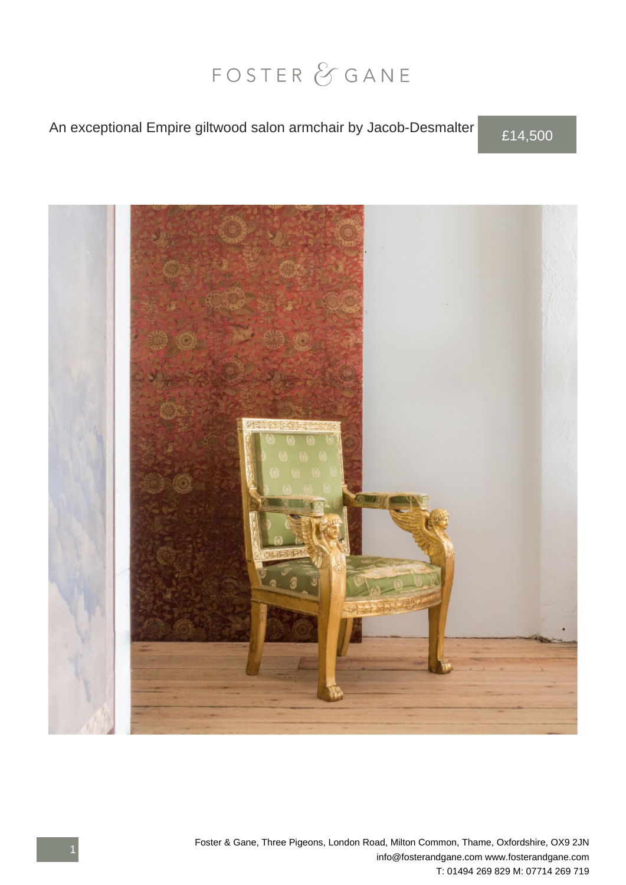# FOSTER & GANE

An exceptional Empire giltwood salon armchair by Jacob-Desmalter

£14,500

Foster & Gane, Three Pigeons, London Road, Milton Common, Thame, Oxfordshire, OX9 2JN
info@fosterandgane.com www.fosterandgane.com
T: 01494 269 829 M: 07714 269 719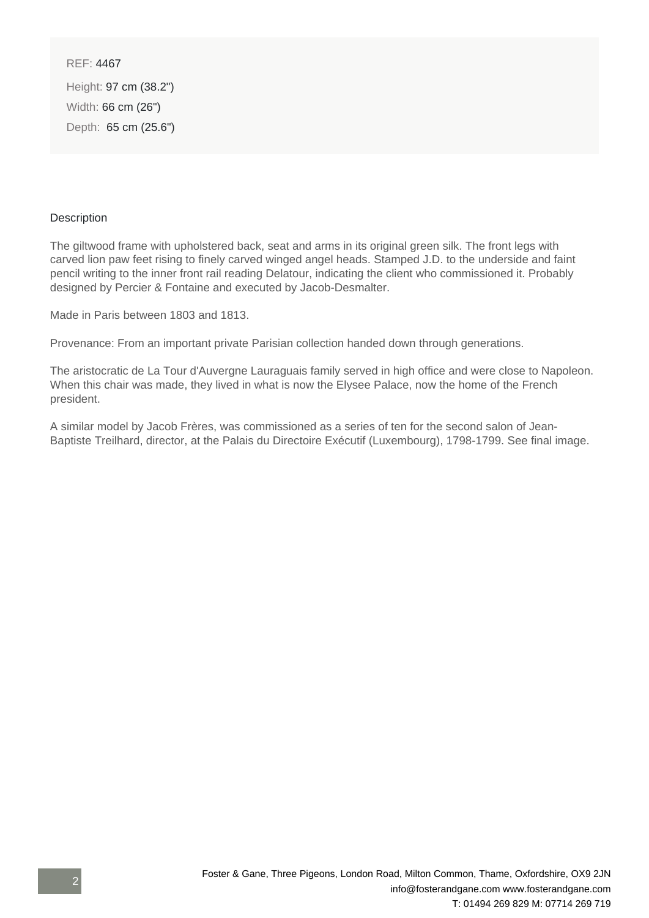REF: 4467

Height: 97 cm (38.2")

Width: 66 cm (26")

Depth: 65 cm (25.6")

## Description

The giltwood frame with upholstered back, seat and arms in its original green silk. The front legs with carved lion paw feet rising to finely carved winged angel heads. Stamped J.D. to the underside and faint pencil writing to the inner front rail reading Delatour, indicating the client who commissioned it. Probably designed by Percier & Fontaine and executed by Jacob-Desmalter.

Made in Paris between 1803 and 1813.

Provenance: From an important private Parisian collection handed down through generations.

The aristocratic de La Tour d'Auvergne Lauraguais family served in high office and were close to Napoleon. When this chair was made, they lived in what is now the Elysee Palace, now the home of the French president.

A similar model by Jacob Frères, was commissioned as a series of ten for the second salon of Jean-Baptiste Treilhard, director, at the Palais du Directoire Exécutif (Luxembourg), 1798-1799. See final image.

Foster & Gane, Three Pigeons, London Road, Milton Common, Thame, Oxfordshire, OX9 2JN
info@fosterandgane.com www.fosterandgane.com
T: 01494 269 829 M: 07714 269 719